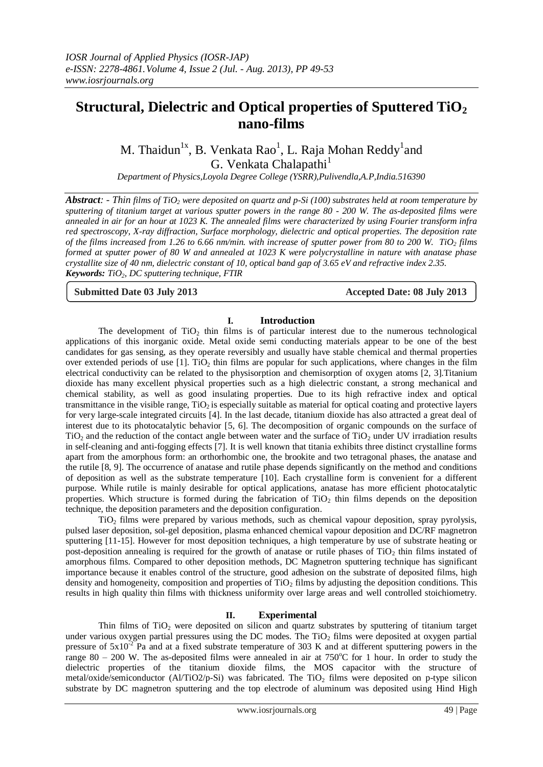# Structural, Dielectric and Optical properties of Sputtered $TiO_2$ nano-films

M. Thaidun[1x], B. Venkata Rao[1], L. Raja Mohan Reddy[1] and G. Venkata Chalapathi[1]

*Department of Physics, Loyola Degree College (YSRR), Pulivendla, A.P, India. 516390*

***Abstract**: - Thin films of $TiO_2$ were deposited on quartz and p-Si (100) substrates held at room temperature by sputtering of titanium target at various sputter powers in the range 80 - 200 W. The as-deposited films were annealed in air for an hour at 1023 K. The annealed films were characterized by using Fourier transform infra red spectroscopy, X-ray diffraction, Surface morphology, dielectric and optical properties. The deposition rate of the films increased from 1.26 to 6.66 nm/min. with increase of sputter power from 80 to 200 W. $TiO_2$ films formed at sputter power of 80 W and annealed at 1023 K were polycrystalline in nature with anatase phase crystallite size of 40 nm, dielectric constant of 10, optical band gap of 3.65 eV and refractive index 2.35.*

***Keywords:** $TiO_2$, DC sputtering technique, FTIR*

**Submitted Date 03 July 2013** **Accepted Date: 08 July 2013**

## I. Introduction

The development of $TiO_2$ thin films is of particular interest due to the numerous technological applications of this inorganic oxide. Metal oxide semi conducting materials appear to be one of the best candidates for gas sensing, as they operate reversibly and usually have stable chemical and thermal properties over extended periods of use [1]. $TiO_2$ thin films are popular for such applications, where changes in the film electrical conductivity can be related to the physisorption and chemisorption of oxygen atoms [2, 3].Titanium dioxide has many excellent physical properties such as a high dielectric constant, a strong mechanical and chemical stability, as well as good insulating properties. Due to its high refractive index and optical transmittance in the visible range, $TiO_2$ is especially suitable as material for optical coating and protective layers for very large-scale integrated circuits [4]. In the last decade, titanium dioxide has also attracted a great deal of interest due to its photocatalytic behavior [5, 6]. The decomposition of organic compounds on the surface of $TiO_2$ and the reduction of the contact angle between water and the surface of $TiO_2$ under UV irradiation results in self-cleaning and anti-fogging effects [7]. It is well known that titania exhibits three distinct crystalline forms apart from the amorphous form: an orthorhombic one, the brookite and two tetragonal phases, the anatase and the rutile [8, 9]. The occurrence of anatase and rutile phase depends significantly on the method and conditions of deposition as well as the substrate temperature [10]. Each crystalline form is convenient for a different purpose. While rutile is mainly desirable for optical applications, anatase has more efficient photocatalytic properties. Which structure is formed during the fabrication of $TiO_2$ thin films depends on the deposition technique, the deposition parameters and the deposition configuration.

$TiO_2$ films were prepared by various methods, such as chemical vapour deposition, spray pyrolysis, pulsed laser deposition, sol-gel deposition, plasma enhanced chemical vapour deposition and DC/RF magnetron sputtering [11-15]. However for most deposition techniques, a high temperature by use of substrate heating or post-deposition annealing is required for the growth of anatase or rutile phases of $TiO_2$ thin films instated of amorphous films. Compared to other deposition methods, DC Magnetron sputtering technique has significant importance because it enables control of the structure, good adhesion on the substrate of deposited films, high density and homogeneity, composition and properties of $TiO_2$ films by adjusting the deposition conditions. This results in high quality thin films with thickness uniformity over large areas and well controlled stoichiometry.

## II. Experimental

Thin films of $TiO_2$ were deposited on silicon and quartz substrates by sputtering of titanium target under various oxygen partial pressures using the DC modes. The $TiO_2$ films were deposited at oxygen partial pressure of $5x10^{-2}$ Pa and at a fixed substrate temperature of 303 K and at different sputtering powers in the range 80 – 200 W. The as-deposited films were annealed in air at 750$^{o}$C for 1 hour. In order to study the dielectric properties of the titanium dioxide films, the MOS capacitor with the structure of metal/oxide/semiconductor (Al/TiO2/p-Si) was fabricated. The $TiO_2$ films were deposited on p-type silicon substrate by DC magnetron sputtering and the top electrode of aluminum was deposited using Hind High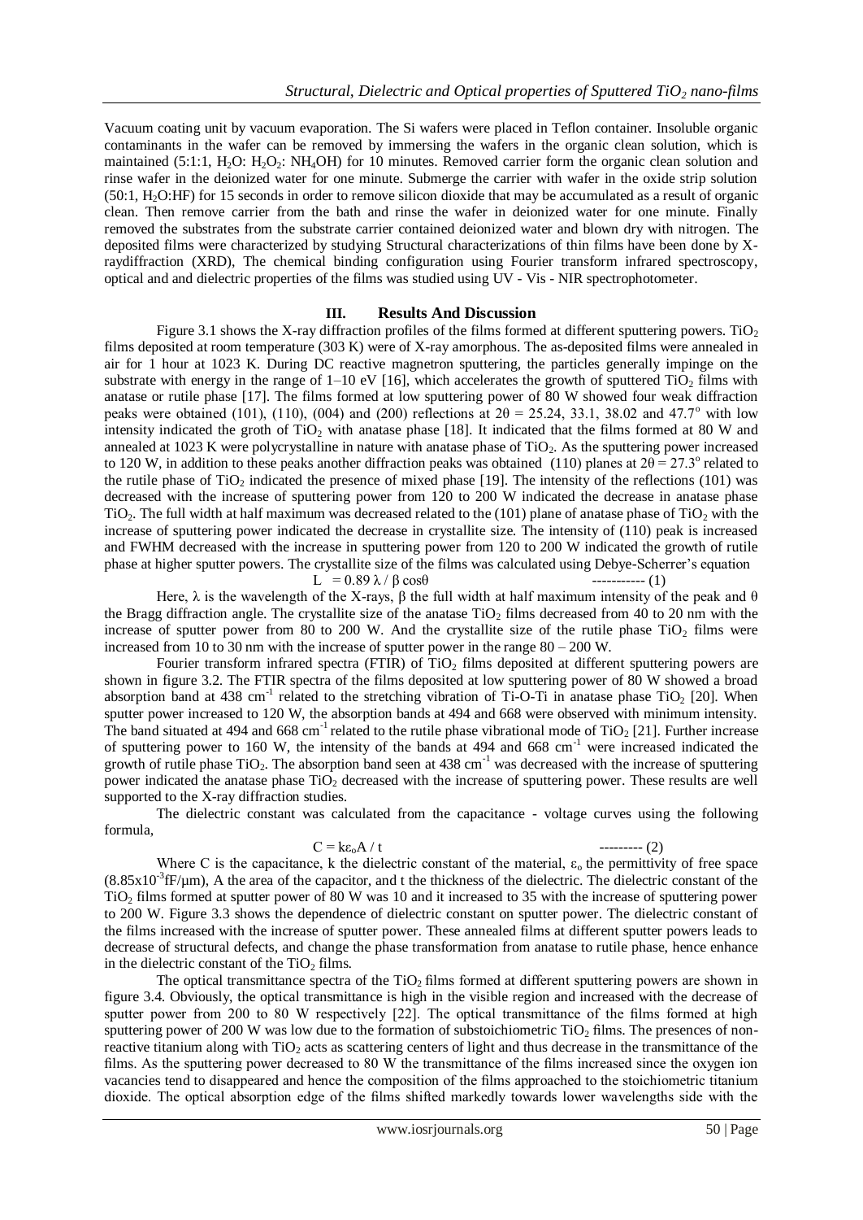Vacuum coating unit by vacuum evaporation. The Si wafers were placed in Teflon container. Insoluble organic contaminants in the wafer can be removed by immersing the wafers in the organic clean solution, which is maintained (5:1:1, $H_2O$: $H_2O_2$: $NH_4OH$) for 10 minutes. Removed carrier form the organic clean solution and rinse wafer in the deionized water for one minute. Submerge the carrier with wafer in the oxide strip solution (50:1, $H_2O$:HF) for 15 seconds in order to remove silicon dioxide that may be accumulated as a result of organic clean. Then remove carrier from the bath and rinse the wafer in deionized water for one minute. Finally removed the substrates from the substrate carrier contained deionized water and blown dry with nitrogen. The deposited films were characterized by studying Structural characterizations of thin films have been done by X-raydiffraction (XRD), The chemical binding configuration using Fourier transform infrared spectroscopy, optical and and dielectric properties of the films was studied using UV - Vis - NIR spectrophotometer.

## III. Results And Discussion

Figure 3.1 shows the X-ray diffraction profiles of the films formed at different sputtering powers. $TiO_2$ films deposited at room temperature (303 K) were of X-ray amorphous. The as-deposited films were annealed in air for 1 hour at 1023 K. During DC reactive magnetron sputtering, the particles generally impinge on the substrate with energy in the range of 1–10 eV [16], which accelerates the growth of sputtered $TiO_2$ films with anatase or rutile phase [17]. The films formed at low sputtering power of 80 W showed four weak diffraction peaks were obtained (101), (110), (004) and (200) reflections at $2\theta = 25.24$, 33.1, 38.02 and 47.7° with low intensity indicated the groth of $TiO_2$ with anatase phase [18]. It indicated that the films formed at 80 W and annealed at 1023 K were polycrystalline in nature with anatase phase of $TiO_2$. As the sputtering power increased to 120 W, in addition to these peaks another diffraction peaks was obtained (110) planes at $2\theta = 27.3^o$ related to the rutile phase of $TiO_2$ indicated the presence of mixed phase [19]. The intensity of the reflections (101) was decreased with the increase of sputtering power from 120 to 200 W indicated the decrease in anatase phase $TiO_2$. The full width at half maximum was decreased related to the (101) plane of anatase phase of $TiO_2$ with the increase of sputtering power indicated the decrease in crystallite size. The intensity of (110) peak is increased and FWHM decreased with the increase in sputtering power from 120 to 200 W indicated the growth of rutile phase at higher sputter powers. The crystallite size of the films was calculated using Debye-Scherrer's equation

$$L = 0.89 \lambda / \beta \cos\theta \qquad \text{----------- (1)}$$

Here, $\lambda$ is the wavelength of the X-rays, $\beta$ the full width at half maximum intensity of the peak and $\theta$ the Bragg diffraction angle. The crystallite size of the anatase $TiO_2$ films decreased from 40 to 20 nm with the increase of sputter power from 80 to 200 W. And the crystallite size of the rutile phase $TiO_2$ films were increased from 10 to 30 nm with the increase of sputter power in the range 80 – 200 W.

Fourier transform infrared spectra (FTIR) of $TiO_2$ films deposited at different sputtering powers are shown in figure 3.2. The FTIR spectra of the films deposited at low sputtering power of 80 W showed a broad absorption band at 438 $cm^{-1}$ related to the stretching vibration of Ti-O-Ti in anatase phase $TiO_2$ [20]. When sputter power increased to 120 W, the absorption bands at 494 and 668 were observed with minimum intensity. The band situated at 494 and 668 $cm^{-1}$ related to the rutile phase vibrational mode of $TiO_2$ [21]. Further increase of sputtering power to 160 W, the intensity of the bands at 494 and 668 $cm^{-1}$ were increased indicated the growth of rutile phase $TiO_2$. The absorption band seen at 438 $cm^{-1}$ was decreased with the increase of sputtering power indicated the anatase phase $TiO_2$ decreased with the increase of sputtering power. These results are well supported to the X-ray diffraction studies.

The dielectric constant was calculated from the capacitance - voltage curves using the following formula,

$$C = k\varepsilon_o A / t \qquad \text{--------- (2)}$$

Where C is the capacitance, k the dielectric constant of the material, $\varepsilon_o$ the permittivity of free space ($8.85\times10^{-3}$fF/μm), A the area of the capacitor, and t the thickness of the dielectric. The dielectric constant of the $TiO_2$ films formed at sputter power of 80 W was 10 and it increased to 35 with the increase of sputtering power to 200 W. Figure 3.3 shows the dependence of dielectric constant on sputter power. The dielectric constant of the films increased with the increase of sputter power. These annealed films at different sputter powers leads to decrease of structural defects, and change the phase transformation from anatase to rutile phase, hence enhance in the dielectric constant of the $TiO_2$ films.

The optical transmittance spectra of the $TiO_2$ films formed at different sputtering powers are shown in figure 3.4. Obviously, the optical transmittance is high in the visible region and increased with the decrease of sputter power from 200 to 80 W respectively [22]. The optical transmittance of the films formed at high sputtering power of 200 W was low due to the formation of substoichiometric $TiO_2$ films. The presences of non-reactive titanium along with $TiO_2$ acts as scattering centers of light and thus decrease in the transmittance of the films. As the sputtering power decreased to 80 W the transmittance of the films increased since the oxygen ion vacancies tend to disappeared and hence the composition of the films approached to the stoichiometric titanium dioxide. The optical absorption edge of the films shifted markedly towards lower wavelengths side with the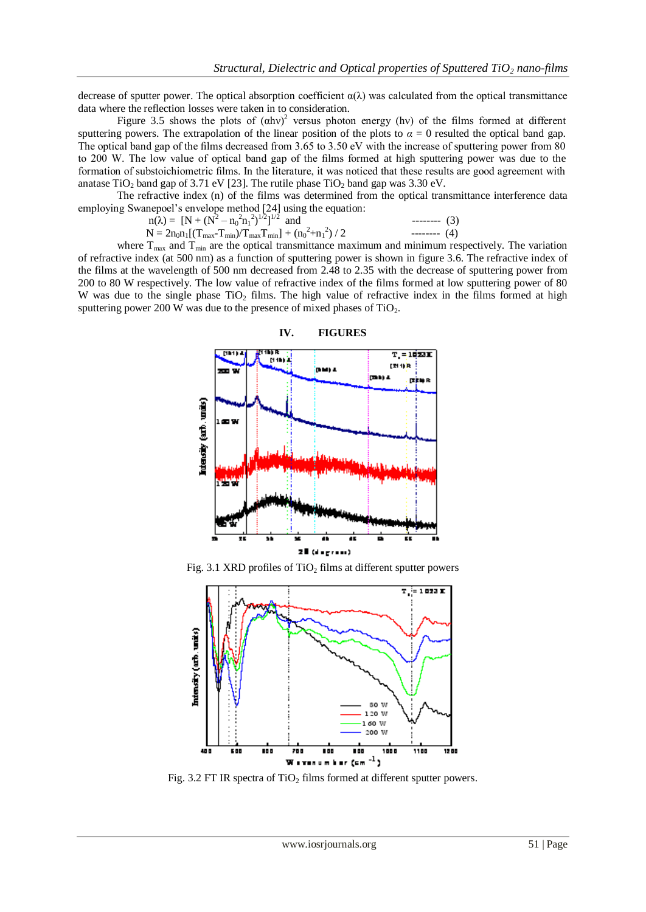decrease of sputter power. The optical absorption coefficient $\alpha(\lambda)$ was calculated from the optical transmittance data where the reflection losses were taken in to consideration.

Figure 3.5 shows the plots of $(\alpha h\nu)^2$ versus photon energy (hν) of the films formed at different sputtering powers. The extrapolation of the linear position of the plots to $\alpha = 0$ resulted the optical band gap. The optical band gap of the films decreased from 3.65 to 3.50 eV with the increase of sputtering power from 80 to 200 W. The low value of optical band gap of the films formed at high sputtering power was due to the formation of substoichiometric films. In the literature, it was noticed that these results are good agreement with anatase $TiO_2$ band gap of 3.71 eV [23]. The rutile phase $TiO_2$ band gap was 3.30 eV.

The refractive index (n) of the films was determined from the optical transmittance interference data employing Swanepoel's envelope method [24] using the equation:

$$n(\lambda) = [N + (N^2 - n_0^2 n_1^2)^{1/2}]^{1/2} \text{ and} \quad \text{-------- (3)}$$

$$N = 2n_0 n_1[(T_{max} - T_{min})/T_{max}T_{min}] + (n_0^2 + n_1^2) / 2 \quad \text{-------- (4)}$$

where $T_{max}$ and $T_{min}$ are the optical transmittance maximum and minimum respectively. The variation of refractive index (at 500 nm) as a function of sputtering power is shown in figure 3.6. The refractive index of the films at the wavelength of 500 nm decreased from 2.48 to 2.35 with the decrease of sputtering power from 200 to 80 W respectively. The low value of refractive index of the films formed at low sputtering power of 80 W was due to the single phase $TiO_2$ films. The high value of refractive index in the films formed at high sputtering power 200 W was due to the presence of mixed phases of $TiO_2$.

## IV. FIGURES

Fig. 3.1 XRD profiles of $TiO_2$ films at different sputter powers

Fig. 3.2 FT IR spectra of $TiO_2$ films formed at different sputter powers.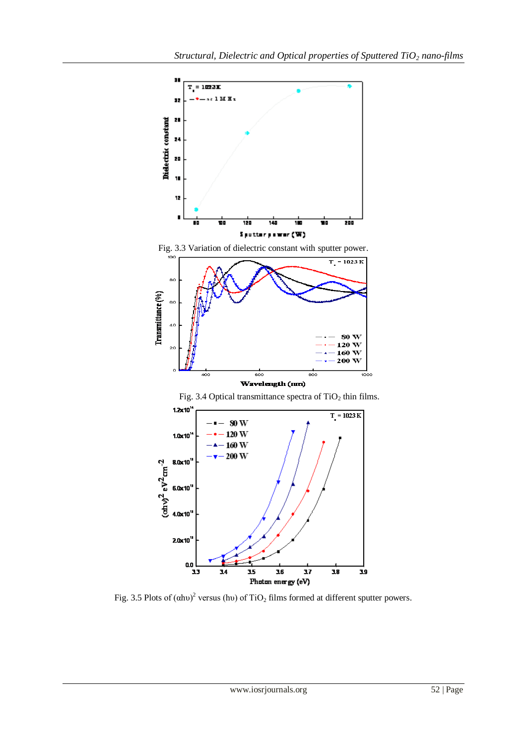Fig. 3.3 Variation of dielectric constant with sputter power.

Fig. 3.4 Optical transmittance spectra of $TiO_2$ thin films.

Fig. 3.5 Plots of $(\alpha h\upsilon)^2$ versus $(h\upsilon)$ of $TiO_2$ films formed at different sputter powers.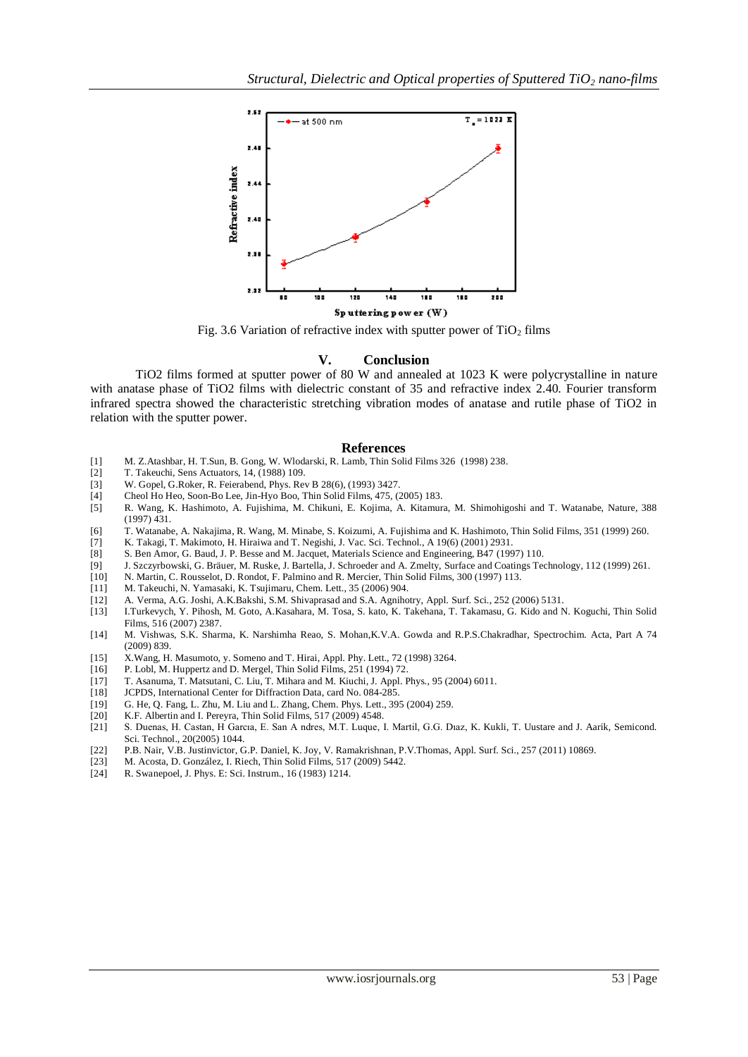2.52

at 500 nm

$T_a = 1023$ K

2.48

2.44

2.40

2.36

2.32

Refractive index

80 100 120 140 160 180 200

Sputtering power (W)

Fig. 3.6 Variation of refractive index with sputter power of $TiO_2$ films

## V. Conclusion

TiO2 films formed at sputter power of 80 W and annealed at 1023 K were polycrystalline in nature with anatase phase of TiO2 films with dielectric constant of 35 and refractive index 2.40. Fourier transform infrared spectra showed the characteristic stretching vibration modes of anatase and rutile phase of TiO2 in relation with the sputter power.

## References

[1] M. Z.Atashbar, H. T.Sun, B. Gong, W. Wlodarski, R. Lamb, Thin Solid Films 326 (1998) 238.
[2] T. Takeuchi, Sens Actuators, 14, (1988) 109.
[3] W. Gopel, G.Roker, R. Feierabend, Phys. Rev B 28(6), (1993) 3427.
[4] Cheol Ho Heo, Soon-Bo Lee, Jin-Hyo Boo, Thin Solid Films, 475, (2005) 183.
[5] R. Wang, K. Hashimoto, A. Fujishima, M. Chikuni, E. Kojima, A. Kitamura, M. Shimohigoshi and T. Watanabe, Nature, 388 (1997) 431.
[6] T. Watanabe, A. Nakajima, R. Wang, M. Minabe, S. Koizumi, A. Fujishima and K. Hashimoto, Thin Solid Films, 351 (1999) 260.
[7] K. Takagi, T. Makimoto, H. Hiraiwa and T. Negishi, J. Vac. Sci. Technol., A 19(6) (2001) 2931.
[8] S. Ben Amor, G. Baud, J. P. Besse and M. Jacquet, Materials Science and Engineering, B47 (1997) 110.
[9] J. Szczyrbowski, G. Bräuer, M. Ruske, J. Bartella, J. Schroeder and A. Zmelty, Surface and Coatings Technology, 112 (1999) 261.
[10] N. Martin, C. Rousselot, D. Rondot, F. Palmino and R. Mercier, Thin Solid Films, 300 (1997) 113.
[11] M. Takeuchi, N. Yamasaki, K. Tsujimaru, Chem. Lett., 35 (2006) 904.
[12] A. Verma, A.G. Joshi, A.K.Bakshi, S.M. Shivaprasad and S.A. Agnihotry, Appl. Surf. Sci., 252 (2006) 5131.
[13] I.Turkevych, Y. Pihosh, M. Goto, A.Kasahara, M. Tosa, S. kato, K. Takehana, T. Takamasu, G. Kido and N. Koguchi, Thin Solid Films, 516 (2007) 2387.
[14] M. Vishwas, S.K. Sharma, K. Narshimha Reao, S. Mohan,K.V.A. Gowda and R.P.S.Chakradhar, Spectrochim. Acta, Part A 74 (2009) 839.
[15] X.Wang, H. Masumoto, y. Someno and T. Hirai, Appl. Phy. Lett., 72 (1998) 3264.
[16] P. Lobl, M. Huppertz and D. Mergel, Thin Solid Films, 251 (1994) 72.
[17] T. Asanuma, T. Matsutani, C. Liu, T. Mihara and M. Kiuchi, J. Appl. Phys., 95 (2004) 6011.
[18] JCPDS, International Center for Diffraction Data, card No. 084-285.
[19] G. He, Q. Fang, L. Zhu, M. Liu and L. Zhang, Chem. Phys. Lett., 395 (2004) 259.
[20] K.F. Albertin and I. Pereyra, Thin Solid Films, 517 (2009) 4548.
[21] S. Duenas, H. Castan, H Garcıa, E. San A ndres, M.T. Luque, I. Martil, G.G. Dıaz, K. Kukli, T. Uustare and J. Aarik, Semicond. Sci. Technol., 20(2005) 1044.
[22] P.B. Nair, V.B. Justinvictor, G.P. Daniel, K. Joy, V. Ramakrishnan, P.V.Thomas, Appl. Surf. Sci., 257 (2011) 10869.
[23] M. Acosta, D. González, I. Riech, Thin Solid Films, 517 (2009) 5442.
[24] R. Swanepoel, J. Phys. E: Sci. Instrum., 16 (1983) 1214.